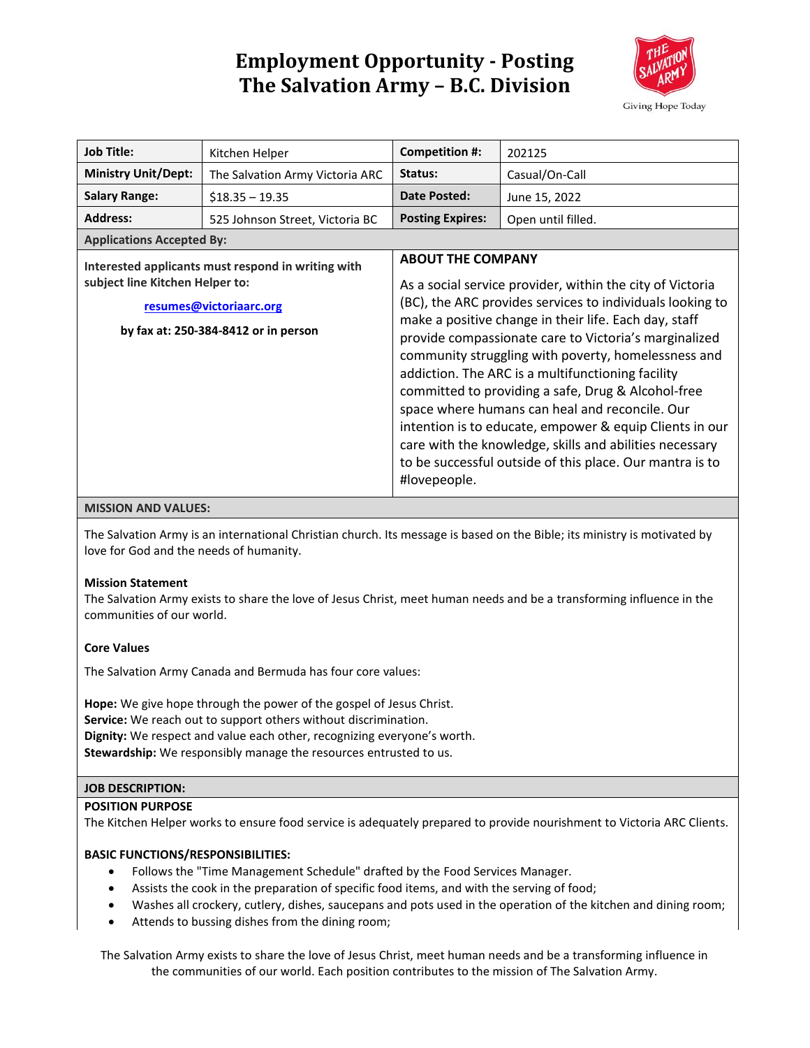# Employment Opportunity - Posting
# The Salvation Army – B.C. Division

Giving Hope Today

| Job Title: | Kitchen Helper | Competition #: | 202125 |
|---|---|---|---|
| Ministry Unit/Dept: | The Salvation Army Victoria ARC | Status: | Casual/On-Call |
| Salary Range: | $18.35 – 19.35 | Date Posted: | June 15, 2022 |
| Address: | 525 Johnson Street, Victoria BC | Posting Expires: | Open until filled. |

**Applications Accepted By:**

**Interested applicants must respond in writing with subject line Kitchen Helper to:**

**resumes@victoriaarc.org**

**by fax at: 250-384-8412 or in person**

**ABOUT THE COMPANY**

As a social service provider, within the city of Victoria (BC), the ARC provides services to individuals looking to make a positive change in their life. Each day, staff provide compassionate care to Victoria's marginalized community struggling with poverty, homelessness and addiction. The ARC is a multifunctioning facility committed to providing a safe, Drug & Alcohol-free space where humans can heal and reconcile. Our intention is to educate, empower & equip Clients in our care with the knowledge, skills and abilities necessary to be successful outside of this place. Our mantra is to #lovepeople.

**MISSION AND VALUES:**

The Salvation Army is an international Christian church. Its message is based on the Bible; its ministry is motivated by love for God and the needs of humanity.

**Mission Statement**
The Salvation Army exists to share the love of Jesus Christ, meet human needs and be a transforming influence in the communities of our world.

**Core Values**

The Salvation Army Canada and Bermuda has four core values:

**Hope:** We give hope through the power of the gospel of Jesus Christ.
**Service:** We reach out to support others without discrimination.
**Dignity:** We respect and value each other, recognizing everyone's worth.
**Stewardship:** We responsibly manage the resources entrusted to us.

**JOB DESCRIPTION:**

**POSITION PURPOSE**
The Kitchen Helper works to ensure food service is adequately prepared to provide nourishment to Victoria ARC Clients.

**BASIC FUNCTIONS/RESPONSIBILITIES:**

- Follows the "Time Management Schedule" drafted by the Food Services Manager.
- Assists the cook in the preparation of specific food items, and with the serving of food;
- Washes all crockery, cutlery, dishes, saucepans and pots used in the operation of the kitchen and dining room;
- Attends to bussing dishes from the dining room;

The Salvation Army exists to share the love of Jesus Christ, meet human needs and be a transforming influence in the communities of our world. Each position contributes to the mission of The Salvation Army.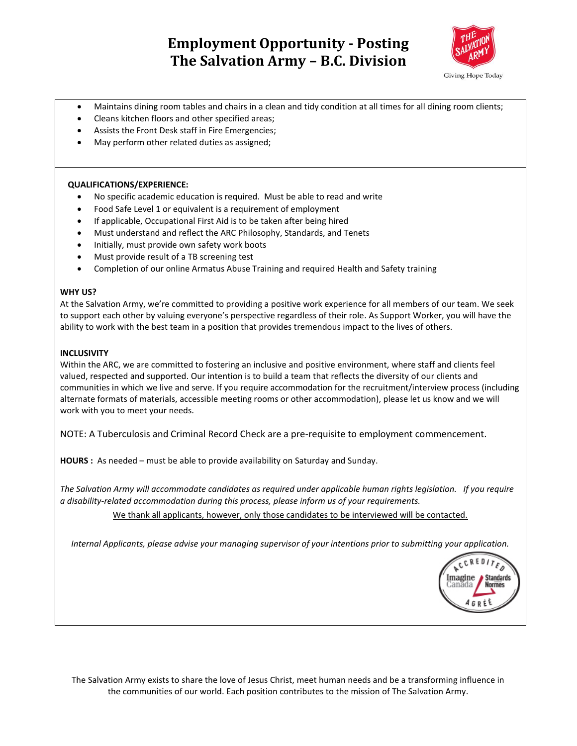- Maintains dining room tables and chairs in a clean and tidy condition at all times for all dining room clients;
- Cleans kitchen floors and other specified areas;
- Assists the Front Desk staff in Fire Emergencies;
- May perform other related duties as assigned;

**QUALIFICATIONS/EXPERIENCE:**

- No specific academic education is required. Must be able to read and write
- Food Safe Level 1 or equivalent is a requirement of employment
- If applicable, Occupational First Aid is to be taken after being hired
- Must understand and reflect the ARC Philosophy, Standards, and Tenets
- Initially, must provide own safety work boots
- Must provide result of a TB screening test
- Completion of our online Armatus Abuse Training and required Health and Safety training

**WHY US?**

At the Salvation Army, we're committed to providing a positive work experience for all members of our team. We seek to support each other by valuing everyone's perspective regardless of their role. As Support Worker, you will have the ability to work with the best team in a position that provides tremendous impact to the lives of others.

**INCLUSIVITY**

Within the ARC, we are committed to fostering an inclusive and positive environment, where staff and clients feel valued, respected and supported. Our intention is to build a team that reflects the diversity of our clients and communities in which we live and serve. If you require accommodation for the recruitment/interview process (including alternate formats of materials, accessible meeting rooms or other accommodation), please let us know and we will work with you to meet your needs.

NOTE: A Tuberculosis and Criminal Record Check are a pre-requisite to employment commencement.

**HOURS :** As needed – must be able to provide availability on Saturday and Sunday.

*The Salvation Army will accommodate candidates as required under applicable human rights legislation. If you require a disability-related accommodation during this process, please inform us of your requirements.*

We thank all applicants, however, only those candidates to be interviewed will be contacted.

*Internal Applicants, please advise your managing supervisor of your intentions prior to submitting your application.*

The Salvation Army exists to share the love of Jesus Christ, meet human needs and be a transforming influence in the communities of our world. Each position contributes to the mission of The Salvation Army.